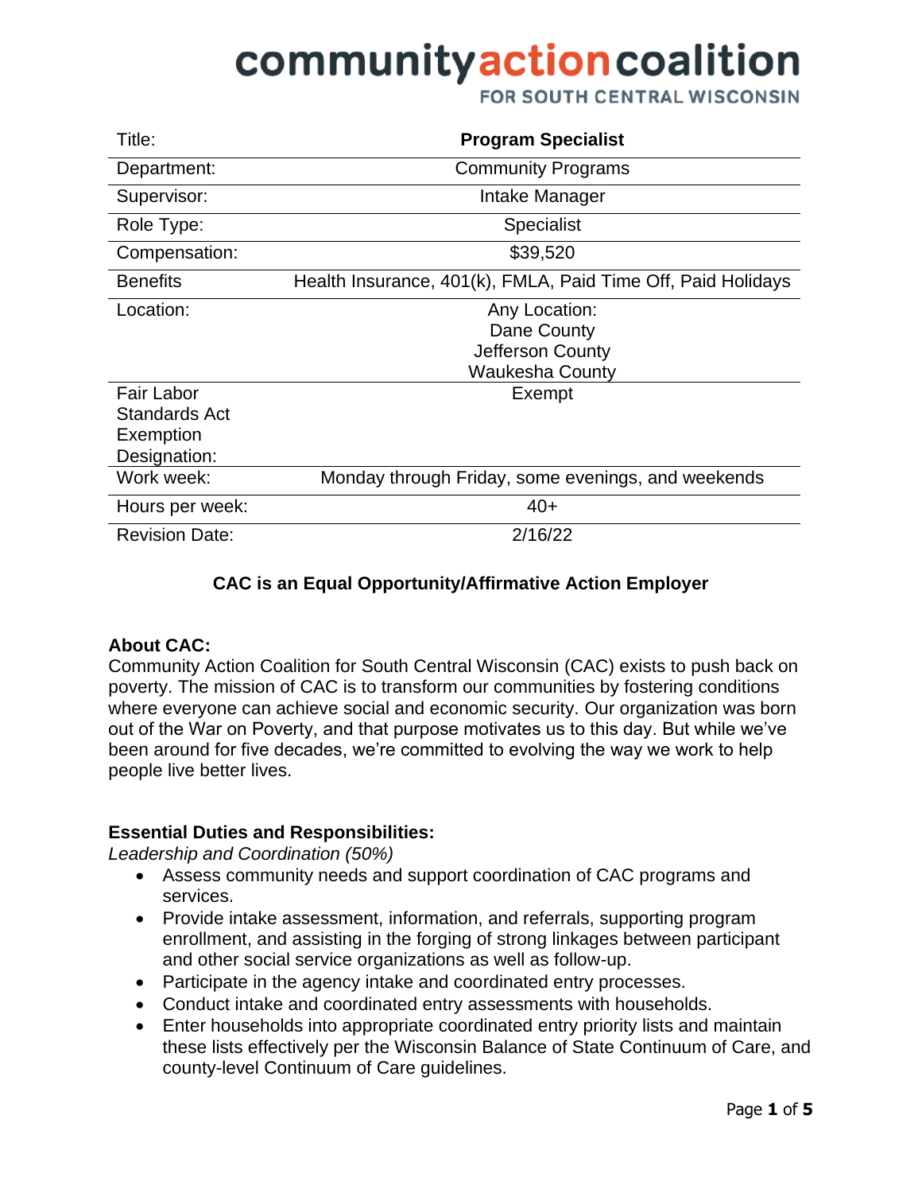# community action coalition

FOR SOUTH CENTRAL WISCONSIN

| Title: | **Program Specialist** |
|---|---|
| Department: | Community Programs |
| Supervisor: | Intake Manager |
| Role Type: | Specialist |
| Compensation: | $39,520 |
| Benefits | Health Insurance, 401(k), FMLA, Paid Time Off, Paid Holidays |
| Location: | Any Location:<br>Dane County<br>Jefferson County<br>Waukesha County |
| Fair Labor Standards Act Exemption Designation: | Exempt |
| Work week: | Monday through Friday, some evenings, and weekends |
| Hours per week: | 40+ |
| Revision Date: | 2/16/22 |

**CAC is an Equal Opportunity/Affirmative Action Employer**

**About CAC:**
Community Action Coalition for South Central Wisconsin (CAC) exists to push back on poverty. The mission of CAC is to transform our communities by fostering conditions where everyone can achieve social and economic security. Our organization was born out of the War on Poverty, and that purpose motivates us to this day. But while we've been around for five decades, we're committed to evolving the way we work to help people live better lives.

**Essential Duties and Responsibilities:**
*Leadership and Coordination (50%)*

- Assess community needs and support coordination of CAC programs and services.
- Provide intake assessment, information, and referrals, supporting program enrollment, and assisting in the forging of strong linkages between participant and other social service organizations as well as follow-up.
- Participate in the agency intake and coordinated entry processes.
- Conduct intake and coordinated entry assessments with households.
- Enter households into appropriate coordinated entry priority lists and maintain these lists effectively per the Wisconsin Balance of State Continuum of Care, and county-level Continuum of Care guidelines.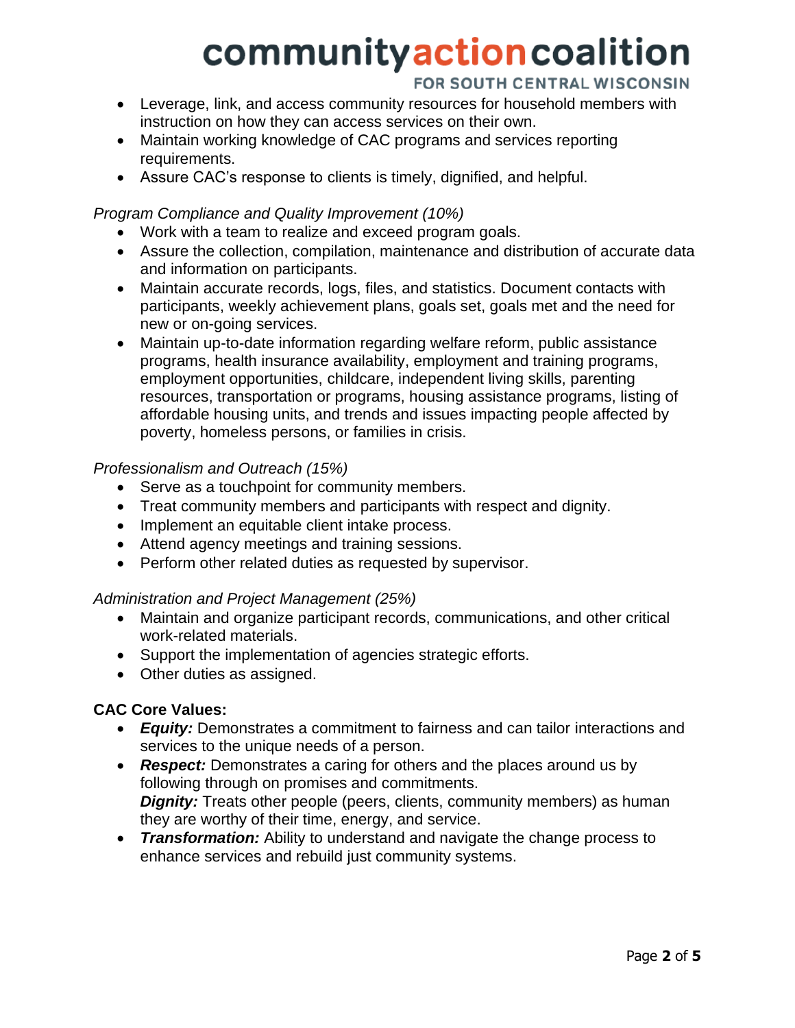- Leverage, link, and access community resources for household members with instruction on how they can access services on their own.
- Maintain working knowledge of CAC programs and services reporting requirements.
- Assure CAC's response to clients is timely, dignified, and helpful.

*Program Compliance and Quality Improvement (10%)*

- Work with a team to realize and exceed program goals.
- Assure the collection, compilation, maintenance and distribution of accurate data and information on participants.
- Maintain accurate records, logs, files, and statistics. Document contacts with participants, weekly achievement plans, goals set, goals met and the need for new or on-going services.
- Maintain up-to-date information regarding welfare reform, public assistance programs, health insurance availability, employment and training programs, employment opportunities, childcare, independent living skills, parenting resources, transportation or programs, housing assistance programs, listing of affordable housing units, and trends and issues impacting people affected by poverty, homeless persons, or families in crisis.

*Professionalism and Outreach (15%)*

- Serve as a touchpoint for community members.
- Treat community members and participants with respect and dignity.
- Implement an equitable client intake process.
- Attend agency meetings and training sessions.
- Perform other related duties as requested by supervisor.

*Administration and Project Management (25%)*

- Maintain and organize participant records, communications, and other critical work-related materials.
- Support the implementation of agencies strategic efforts.
- Other duties as assigned.

**CAC Core Values:**

- ***Equity:*** Demonstrates a commitment to fairness and can tailor interactions and services to the unique needs of a person.
- ***Respect:*** Demonstrates a caring for others and the places around us by following through on promises and commitments.
  ***Dignity:*** Treats other people (peers, clients, community members) as human they are worthy of their time, energy, and service.
- ***Transformation:*** Ability to understand and navigate the change process to enhance services and rebuild just community systems.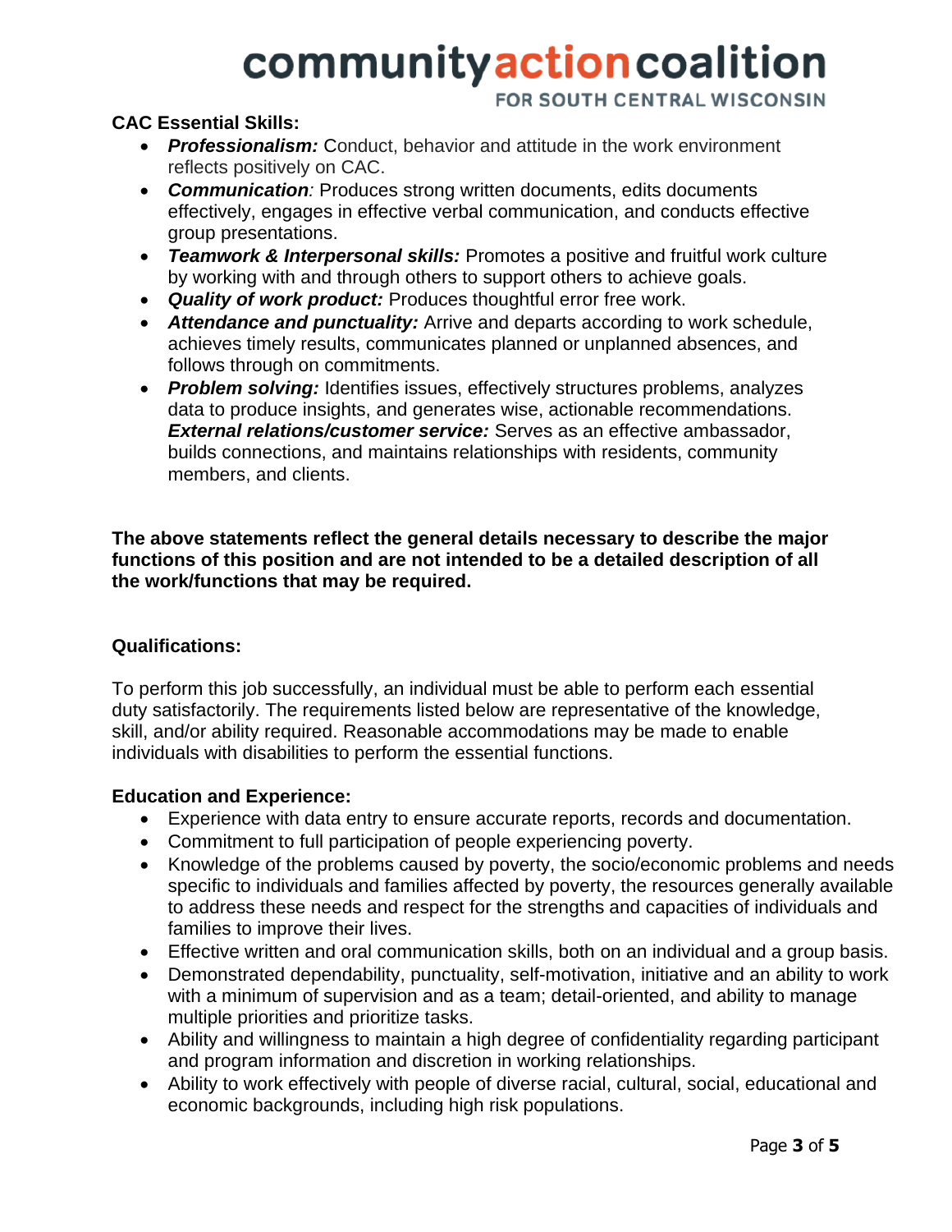**CAC Essential Skills:**

- ***Professionalism:*** Conduct, behavior and attitude in the work environment reflects positively on CAC.
- ***Communication****:* Produces strong written documents, edits documents effectively, engages in effective verbal communication, and conducts effective group presentations.
- ***Teamwork & Interpersonal skills:*** Promotes a positive and fruitful work culture by working with and through others to support others to achieve goals.
- ***Quality of work product:*** Produces thoughtful error free work.
- ***Attendance and punctuality:*** Arrive and departs according to work schedule, achieves timely results, communicates planned or unplanned absences, and follows through on commitments.
- ***Problem solving:*** Identifies issues, effectively structures problems, analyzes data to produce insights, and generates wise, actionable recommendations. ***External relations/customer service:*** Serves as an effective ambassador, builds connections, and maintains relationships with residents, community members, and clients.

**The above statements reflect the general details necessary to describe the major functions of this position and are not intended to be a detailed description of all the work/functions that may be required.**

**Qualifications:**

To perform this job successfully, an individual must be able to perform each essential duty satisfactorily. The requirements listed below are representative of the knowledge, skill, and/or ability required. Reasonable accommodations may be made to enable individuals with disabilities to perform the essential functions.

**Education and Experience:**

- Experience with data entry to ensure accurate reports, records and documentation.
- Commitment to full participation of people experiencing poverty.
- Knowledge of the problems caused by poverty, the socio/economic problems and needs specific to individuals and families affected by poverty, the resources generally available to address these needs and respect for the strengths and capacities of individuals and families to improve their lives.
- Effective written and oral communication skills, both on an individual and a group basis.
- Demonstrated dependability, punctuality, self-motivation, initiative and an ability to work with a minimum of supervision and as a team; detail-oriented, and ability to manage multiple priorities and prioritize tasks.
- Ability and willingness to maintain a high degree of confidentiality regarding participant and program information and discretion in working relationships.
- Ability to work effectively with people of diverse racial, cultural, social, educational and economic backgrounds, including high risk populations.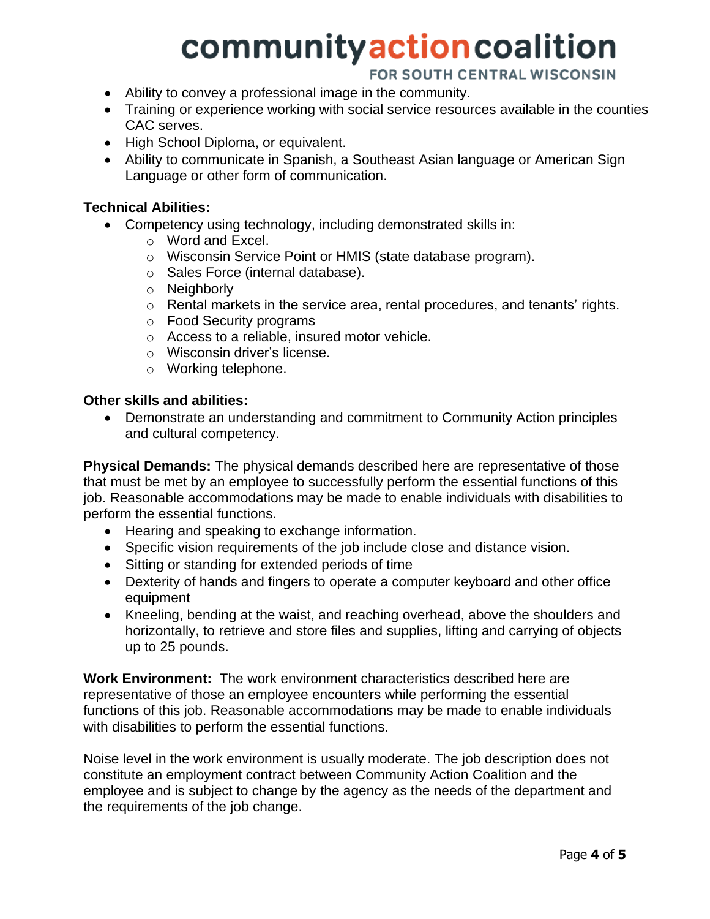- Ability to convey a professional image in the community.
- Training or experience working with social service resources available in the counties CAC serves.
- High School Diploma, or equivalent.
- Ability to communicate in Spanish, a Southeast Asian language or American Sign Language or other form of communication.

**Technical Abilities:**

- Competency using technology, including demonstrated skills in:
  - Word and Excel.
  - Wisconsin Service Point or HMIS (state database program).
  - Sales Force (internal database).
  - Neighborly
  - Rental markets in the service area, rental procedures, and tenants' rights.
  - Food Security programs
  - Access to a reliable, insured motor vehicle.
  - Wisconsin driver's license.
  - Working telephone.

**Other skills and abilities:**

- Demonstrate an understanding and commitment to Community Action principles and cultural competency.

**Physical Demands:** The physical demands described here are representative of those that must be met by an employee to successfully perform the essential functions of this job. Reasonable accommodations may be made to enable individuals with disabilities to perform the essential functions.

- Hearing and speaking to exchange information.
- Specific vision requirements of the job include close and distance vision.
- Sitting or standing for extended periods of time
- Dexterity of hands and fingers to operate a computer keyboard and other office equipment
- Kneeling, bending at the waist, and reaching overhead, above the shoulders and horizontally, to retrieve and store files and supplies, lifting and carrying of objects up to 25 pounds.

**Work Environment:** The work environment characteristics described here are representative of those an employee encounters while performing the essential functions of this job. Reasonable accommodations may be made to enable individuals with disabilities to perform the essential functions.

Noise level in the work environment is usually moderate. The job description does not constitute an employment contract between Community Action Coalition and the employee and is subject to change by the agency as the needs of the department and the requirements of the job change.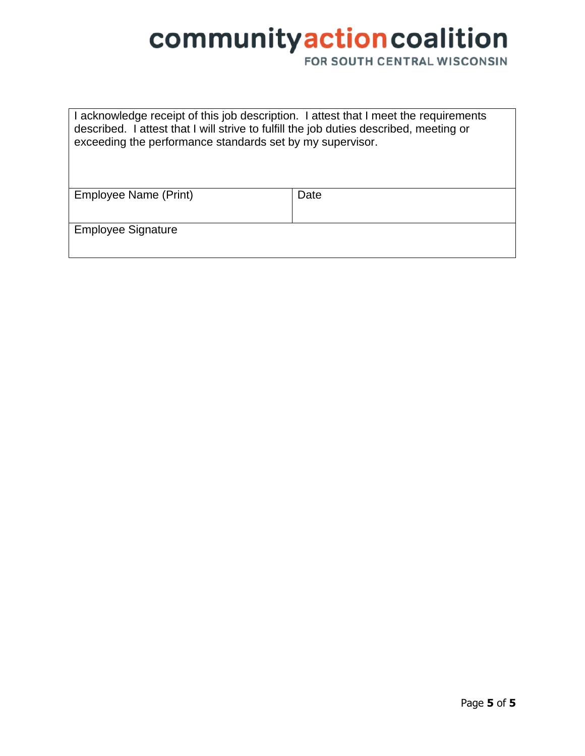| I acknowledge receipt of this job description. I attest that I meet the requirements described. I attest that I will strive to fulfill the job duties described, meeting or exceeding the performance standards set by my supervisor. | |
| --- | --- |
| Employee Name (Print) | Date |
| Employee Signature | |